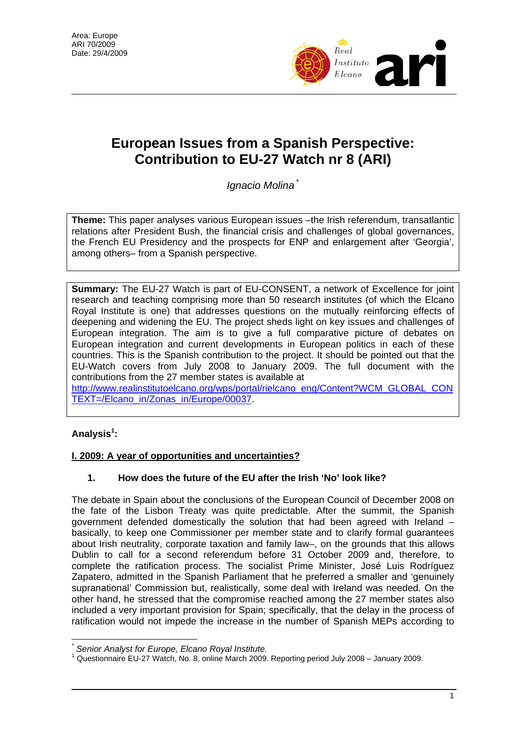Area: Europe
ARI 70/2009
Date: 29/4/2009

# European Issues from a Spanish Perspective: Contribution to EU-27 Watch nr 8 (ARI)

*Ignacio Molina*[*]

**Theme:** This paper analyses various European issues –the Irish referendum, transatlantic relations after President Bush, the financial crisis and challenges of global governances, the French EU Presidency and the prospects for ENP and enlargement after 'Georgia', among others– from a Spanish perspective.

**Summary:** The EU-27 Watch is part of EU-CONSENT, a network of Excellence for joint research and teaching comprising more than 50 research institutes (of which the Elcano Royal Institute is one) that addresses questions on the mutually reinforcing effects of deepening and widening the EU. The project sheds light on key issues and challenges of European integration. The aim is to give a full comparative picture of debates on European integration and current developments in European politics in each of these countries. This is the Spanish contribution to the project. It should be pointed out that the EU-Watch covers from July 2008 to January 2009. The full document with the contributions from the 27 member states is available at http://www.realinstitutoelcano.org/wps/portal/rielcano_eng/Content?WCM_GLOBAL_CONTEXT=/Elcano_in/Zonas_in/Europe/00037.

**Analysis**[1]**:**

## I. 2009: A year of opportunities and uncertainties?

### 1. How does the future of the EU after the Irish 'No' look like?

The debate in Spain about the conclusions of the European Council of December 2008 on the fate of the Lisbon Treaty was quite predictable. After the summit, the Spanish government defended domestically the solution that had been agreed with Ireland –basically, to keep one Commissioner per member state and to clarify formal guarantees about Irish neutrality, corporate taxation and family law–, on the grounds that this allows Dublin to call for a second referendum before 31 October 2009 and, therefore, to complete the ratification process. The socialist Prime Minister, José Luis Rodríguez Zapatero, admitted in the Spanish Parliament that he preferred a smaller and 'genuinely supranational' Commission but, realistically, some deal with Ireland was needed. On the other hand, he stressed that the compromise reached among the 27 member states also included a very important provision for Spain; specifically, that the delay in the process of ratification would not impede the increase in the number of Spanish MEPs according to

---

[*] *Senior Analyst for Europe, Elcano Royal Institute.*

[1] Questionnaire EU-27 Watch, No. 8, online March 2009. Reporting period July 2008 – January 2009.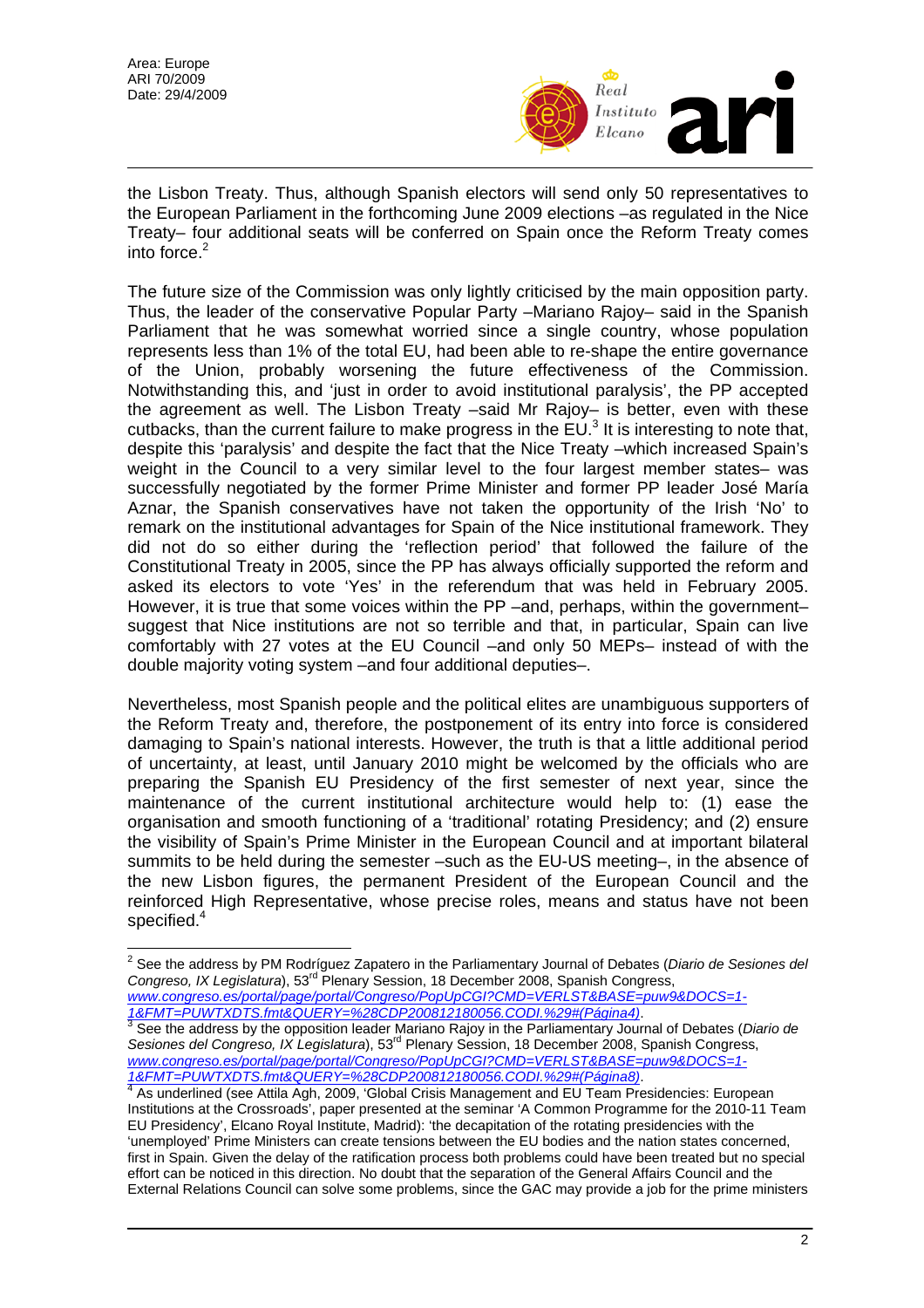the Lisbon Treaty. Thus, although Spanish electors will send only 50 representatives to the European Parliament in the forthcoming June 2009 elections –as regulated in the Nice Treaty– four additional seats will be conferred on Spain once the Reform Treaty comes into force.[2]

The future size of the Commission was only lightly criticised by the main opposition party. Thus, the leader of the conservative Popular Party –Mariano Rajoy– said in the Spanish Parliament that he was somewhat worried since a single country, whose population represents less than 1% of the total EU, had been able to re-shape the entire governance of the Union, probably worsening the future effectiveness of the Commission. Notwithstanding this, and 'just in order to avoid institutional paralysis', the PP accepted the agreement as well. The Lisbon Treaty –said Mr Rajoy– is better, even with these cutbacks, than the current failure to make progress in the EU.[3] It is interesting to note that, despite this 'paralysis' and despite the fact that the Nice Treaty –which increased Spain's weight in the Council to a very similar level to the four largest member states– was successfully negotiated by the former Prime Minister and former PP leader José María Aznar, the Spanish conservatives have not taken the opportunity of the Irish 'No' to remark on the institutional advantages for Spain of the Nice institutional framework. They did not do so either during the 'reflection period' that followed the failure of the Constitutional Treaty in 2005, since the PP has always officially supported the reform and asked its electors to vote 'Yes' in the referendum that was held in February 2005. However, it is true that some voices within the PP –and, perhaps, within the government– suggest that Nice institutions are not so terrible and that, in particular, Spain can live comfortably with 27 votes at the EU Council –and only 50 MEPs– instead of with the double majority voting system –and four additional deputies–.

Nevertheless, most Spanish people and the political elites are unambiguous supporters of the Reform Treaty and, therefore, the postponement of its entry into force is considered damaging to Spain's national interests. However, the truth is that a little additional period of uncertainty, at least, until January 2010 might be welcomed by the officials who are preparing the Spanish EU Presidency of the first semester of next year, since the maintenance of the current institutional architecture would help to: (1) ease the organisation and smooth functioning of a 'traditional' rotating Presidency; and (2) ensure the visibility of Spain's Prime Minister in the European Council and at important bilateral summits to be held during the semester –such as the EU-US meeting–, in the absence of the new Lisbon figures, the permanent President of the European Council and the reinforced High Representative, whose precise roles, means and status have not been specified.[4]

---

[2] See the address by PM Rodríguez Zapatero in the Parliamentary Journal of Debates (*Diario de Sesiones del Congreso, IX Legislatura*), 53rd Plenary Session, 18 December 2008, Spanish Congress, [www.congreso.es/portal/page/portal/Congreso/PopUpCGI?CMD=VERLST&BASE=puw9&DOCS=1-1&FMT=PUWTXDTS.fmt&QUERY=%28CDP200812180056.CODI.%29#(Página4)](www.congreso.es/portal/page/portal/Congreso/PopUpCGI?CMD=VERLST&BASE=puw9&DOCS=1-1&FMT=PUWTXDTS.fmt&QUERY=%28CDP200812180056.CODI.%29#(Página4)).

[3] See the address by the opposition leader Mariano Rajoy in the Parliamentary Journal of Debates (*Diario de Sesiones del Congreso, IX Legislatura*), 53rd Plenary Session, 18 December 2008, Spanish Congress, [www.congreso.es/portal/page/portal/Congreso/PopUpCGI?CMD=VERLST&BASE=puw9&DOCS=1-1&FMT=PUWTXDTS.fmt&QUERY=%28CDP200812180056.CODI.%29#(Página8)](www.congreso.es/portal/page/portal/Congreso/PopUpCGI?CMD=VERLST&BASE=puw9&DOCS=1-1&FMT=PUWTXDTS.fmt&QUERY=%28CDP200812180056.CODI.%29#(Página8)).

[4] As underlined (see Attila Agh, 2009, 'Global Crisis Management and EU Team Presidencies: European Institutions at the Crossroads', paper presented at the seminar 'A Common Programme for the 2010-11 Team EU Presidency', Elcano Royal Institute, Madrid): 'the decapitation of the rotating presidencies with the 'unemployed' Prime Ministers can create tensions between the EU bodies and the nation states concerned, first in Spain. Given the delay of the ratification process both problems could have been treated but no special effort can be noticed in this direction. No doubt that the separation of the General Affairs Council and the External Relations Council can solve some problems, since the GAC may provide a job for the prime ministers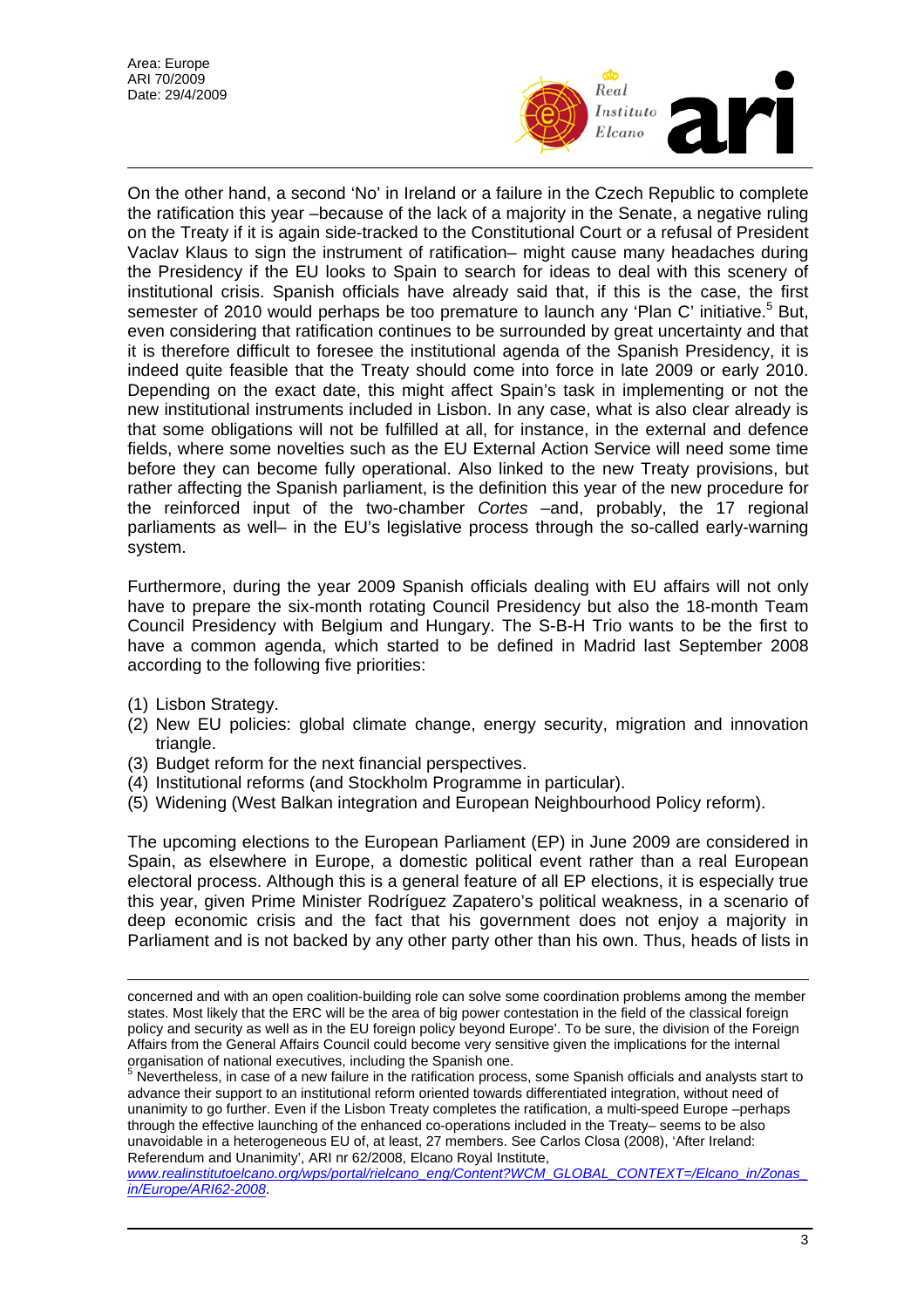On the other hand, a second 'No' in Ireland or a failure in the Czech Republic to complete the ratification this year –because of the lack of a majority in the Senate, a negative ruling on the Treaty if it is again side-tracked to the Constitutional Court or a refusal of President Vaclav Klaus to sign the instrument of ratification– might cause many headaches during the Presidency if the EU looks to Spain to search for ideas to deal with this scenery of institutional crisis. Spanish officials have already said that, if this is the case, the first semester of 2010 would perhaps be too premature to launch any 'Plan C' initiative.[5] But, even considering that ratification continues to be surrounded by great uncertainty and that it is therefore difficult to foresee the institutional agenda of the Spanish Presidency, it is indeed quite feasible that the Treaty should come into force in late 2009 or early 2010. Depending on the exact date, this might affect Spain's task in implementing or not the new institutional instruments included in Lisbon. In any case, what is also clear already is that some obligations will not be fulfilled at all, for instance, in the external and defence fields, where some novelties such as the EU External Action Service will need some time before they can become fully operational. Also linked to the new Treaty provisions, but rather affecting the Spanish parliament, is the definition this year of the new procedure for the reinforced input of the two-chamber *Cortes* –and, probably, the 17 regional parliaments as well– in the EU's legislative process through the so-called early-warning system.

Furthermore, during the year 2009 Spanish officials dealing with EU affairs will not only have to prepare the six-month rotating Council Presidency but also the 18-month Team Council Presidency with Belgium and Hungary. The S-B-H Trio wants to be the first to have a common agenda, which started to be defined in Madrid last September 2008 according to the following five priorities:

(1) Lisbon Strategy.
(2) New EU policies: global climate change, energy security, migration and innovation triangle.
(3) Budget reform for the next financial perspectives.
(4) Institutional reforms (and Stockholm Programme in particular).
(5) Widening (West Balkan integration and European Neighbourhood Policy reform).

The upcoming elections to the European Parliament (EP) in June 2009 are considered in Spain, as elsewhere in Europe, a domestic political event rather than a real European electoral process. Although this is a general feature of all EP elections, it is especially true this year, given Prime Minister Rodríguez Zapatero's political weakness, in a scenario of deep economic crisis and the fact that his government does not enjoy a majority in Parliament and is not backed by any other party other than his own. Thus, heads of lists in

---

concerned and with an open coalition-building role can solve some coordination problems among the member states. Most likely that the ERC will be the area of big power contestation in the field of the classical foreign policy and security as well as in the EU foreign policy beyond Europe'. To be sure, the division of the Foreign Affairs from the General Affairs Council could become very sensitive given the implications for the internal organisation of national executives, including the Spanish one.

[5] Nevertheless, in case of a new failure in the ratification process, some Spanish officials and analysts start to advance their support to an institutional reform oriented towards differentiated integration, without need of unanimity to go further. Even if the Lisbon Treaty completes the ratification, a multi-speed Europe –perhaps through the effective launching of the enhanced co-operations included in the Treaty– seems to be also unavoidable in a heterogeneous EU of, at least, 27 members. See Carlos Closa (2008), 'After Ireland: Referendum and Unanimity', ARI nr 62/2008, Elcano Royal Institute, *www.realinstitutoelcano.org/wps/portal/rielcano_eng/Content?WCM_GLOBAL_CONTEXT=/Elcano_in/Zonas_in/Europe/ARI62-2008*.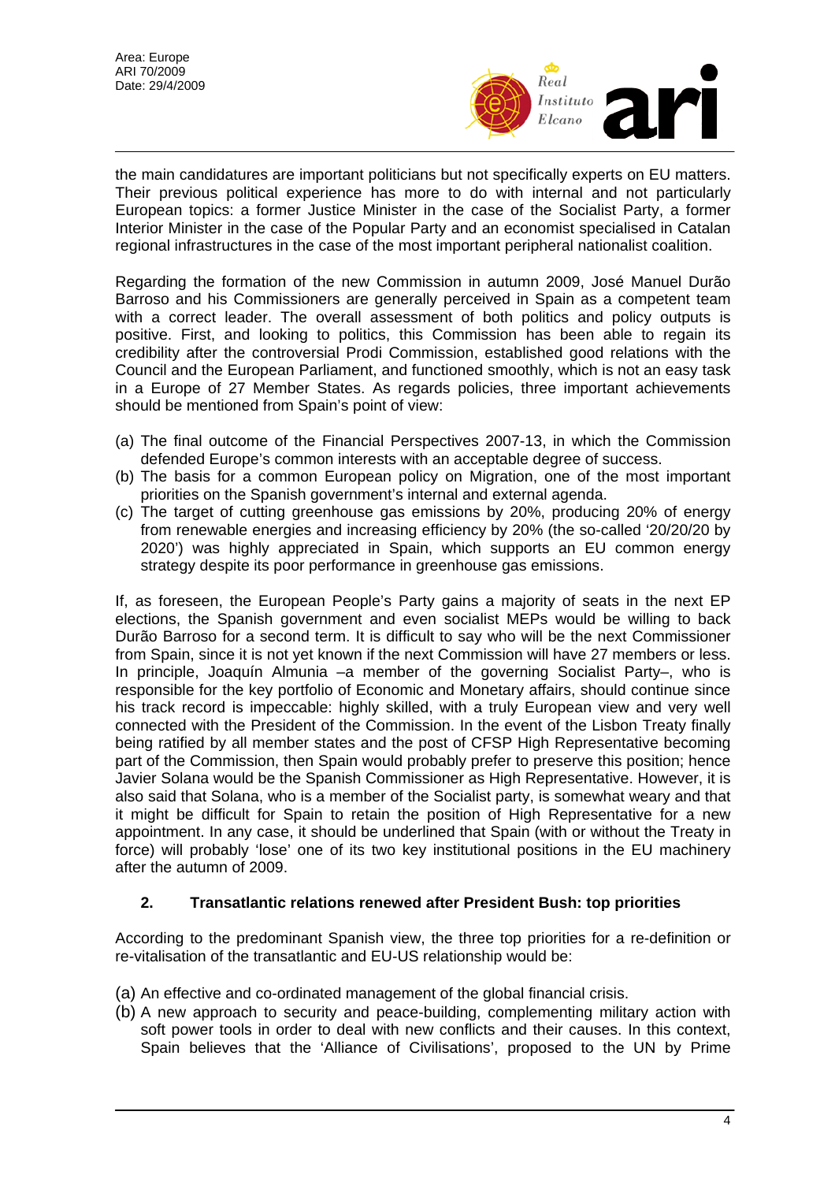the main candidatures are important politicians but not specifically experts on EU matters. Their previous political experience has more to do with internal and not particularly European topics: a former Justice Minister in the case of the Socialist Party, a former Interior Minister in the case of the Popular Party and an economist specialised in Catalan regional infrastructures in the case of the most important peripheral nationalist coalition.

Regarding the formation of the new Commission in autumn 2009, José Manuel Durão Barroso and his Commissioners are generally perceived in Spain as a competent team with a correct leader. The overall assessment of both politics and policy outputs is positive. First, and looking to politics, this Commission has been able to regain its credibility after the controversial Prodi Commission, established good relations with the Council and the European Parliament, and functioned smoothly, which is not an easy task in a Europe of 27 Member States. As regards policies, three important achievements should be mentioned from Spain's point of view:

(a) The final outcome of the Financial Perspectives 2007-13, in which the Commission defended Europe's common interests with an acceptable degree of success.
(b) The basis for a common European policy on Migration, one of the most important priorities on the Spanish government's internal and external agenda.
(c) The target of cutting greenhouse gas emissions by 20%, producing 20% of energy from renewable energies and increasing efficiency by 20% (the so-called '20/20/20 by 2020') was highly appreciated in Spain, which supports an EU common energy strategy despite its poor performance in greenhouse gas emissions.

If, as foreseen, the European People's Party gains a majority of seats in the next EP elections, the Spanish government and even socialist MEPs would be willing to back Durão Barroso for a second term. It is difficult to say who will be the next Commissioner from Spain, since it is not yet known if the next Commission will have 27 members or less. In principle, Joaquín Almunia –a member of the governing Socialist Party–, who is responsible for the key portfolio of Economic and Monetary affairs, should continue since his track record is impeccable: highly skilled, with a truly European view and very well connected with the President of the Commission. In the event of the Lisbon Treaty finally being ratified by all member states and the post of CFSP High Representative becoming part of the Commission, then Spain would probably prefer to preserve this position; hence Javier Solana would be the Spanish Commissioner as High Representative. However, it is also said that Solana, who is a member of the Socialist party, is somewhat weary and that it might be difficult for Spain to retain the position of High Representative for a new appointment. In any case, it should be underlined that Spain (with or without the Treaty in force) will probably 'lose' one of its two key institutional positions in the EU machinery after the autumn of 2009.

## 2. Transatlantic relations renewed after President Bush: top priorities

According to the predominant Spanish view, the three top priorities for a re-definition or re-vitalisation of the transatlantic and EU-US relationship would be:

(a) An effective and co-ordinated management of the global financial crisis.
(b) A new approach to security and peace-building, complementing military action with soft power tools in order to deal with new conflicts and their causes. In this context, Spain believes that the 'Alliance of Civilisations', proposed to the UN by Prime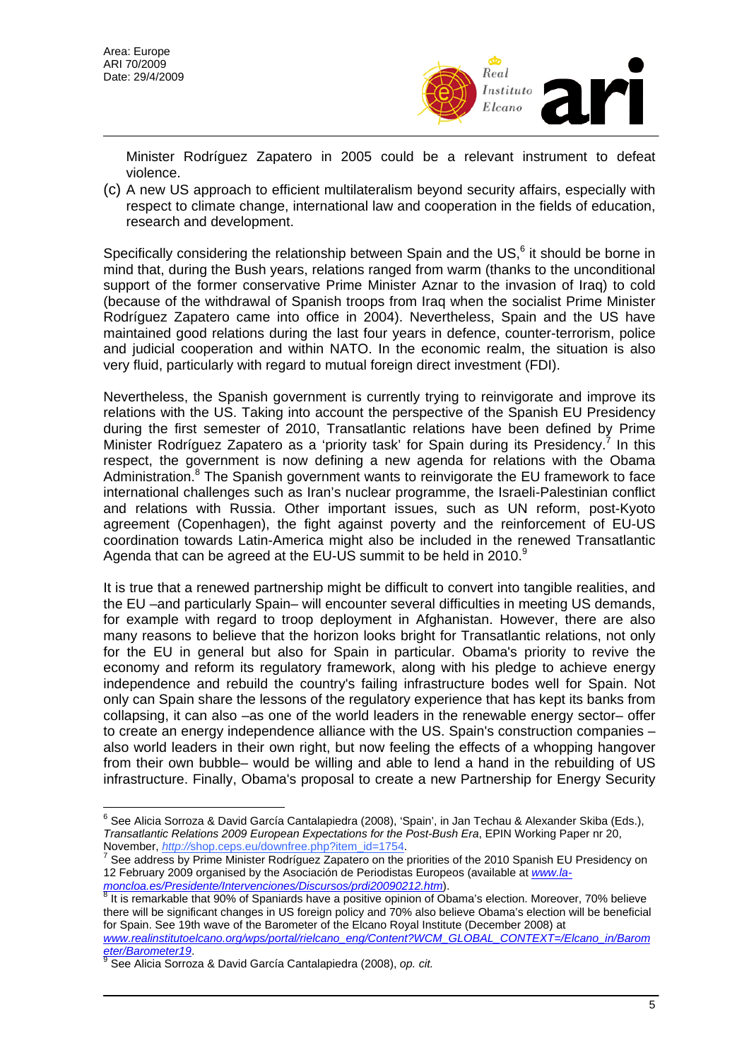Minister Rodríguez Zapatero in 2005 could be a relevant instrument to defeat violence.

(c) A new US approach to efficient multilateralism beyond security affairs, especially with respect to climate change, international law and cooperation in the fields of education, research and development.

Specifically considering the relationship between Spain and the US,[6] it should be borne in mind that, during the Bush years, relations ranged from warm (thanks to the unconditional support of the former conservative Prime Minister Aznar to the invasion of Iraq) to cold (because of the withdrawal of Spanish troops from Iraq when the socialist Prime Minister Rodríguez Zapatero came into office in 2004). Nevertheless, Spain and the US have maintained good relations during the last four years in defence, counter-terrorism, police and judicial cooperation and within NATO. In the economic realm, the situation is also very fluid, particularly with regard to mutual foreign direct investment (FDI).

Nevertheless, the Spanish government is currently trying to reinvigorate and improve its relations with the US. Taking into account the perspective of the Spanish EU Presidency during the first semester of 2010, Transatlantic relations have been defined by Prime Minister Rodríguez Zapatero as a 'priority task' for Spain during its Presidency.[7] In this respect, the government is now defining a new agenda for relations with the Obama Administration.[8] The Spanish government wants to reinvigorate the EU framework to face international challenges such as Iran's nuclear programme, the Israeli-Palestinian conflict and relations with Russia. Other important issues, such as UN reform, post-Kyoto agreement (Copenhagen), the fight against poverty and the reinforcement of EU-US coordination towards Latin-America might also be included in the renewed Transatlantic Agenda that can be agreed at the EU-US summit to be held in 2010.[9]

It is true that a renewed partnership might be difficult to convert into tangible realities, and the EU –and particularly Spain– will encounter several difficulties in meeting US demands, for example with regard to troop deployment in Afghanistan. However, there are also many reasons to believe that the horizon looks bright for Transatlantic relations, not only for the EU in general but also for Spain in particular. Obama's priority to revive the economy and reform its regulatory framework, along with his pledge to achieve energy independence and rebuild the country's failing infrastructure bodes well for Spain. Not only can Spain share the lessons of the regulatory experience that has kept its banks from collapsing, it can also –as one of the world leaders in the renewable energy sector– offer to create an energy independence alliance with the US. Spain's construction companies –also world leaders in their own right, but now feeling the effects of a whopping hangover from their own bubble– would be willing and able to lend a hand in the rebuilding of US infrastructure. Finally, Obama's proposal to create a new Partnership for Energy Security

---

[6] See Alicia Sorroza & David García Cantalapiedra (2008), 'Spain', in Jan Techau & Alexander Skiba (Eds.), *Transatlantic Relations 2009 European Expectations for the Post-Bush Era*, EPIN Working Paper nr 20, November, *http://*shop.ceps.eu/downfree.php?item_id=1754.

[7] See address by Prime Minister Rodríguez Zapatero on the priorities of the 2010 Spanish EU Presidency on 12 February 2009 organised by the Asociación de Periodistas Europeos (available at *www.la-moncloa.es/Presidente/Intervenciones/Discursos/prdi20090212.htm*).

[8] It is remarkable that 90% of Spaniards have a positive opinion of Obama's election. Moreover, 70% believe there will be significant changes in US foreign policy and 70% also believe Obama's election will be beneficial for Spain. See 19th wave of the Barometer of the Elcano Royal Institute (December 2008) at *www.realinstitutoelcano.org/wps/portal/rielcano_eng/Content?WCM_GLOBAL_CONTEXT=/Elcano_in/Barometer/Barometer19*.

[9] See Alicia Sorroza & David García Cantalapiedra (2008), *op. cit.*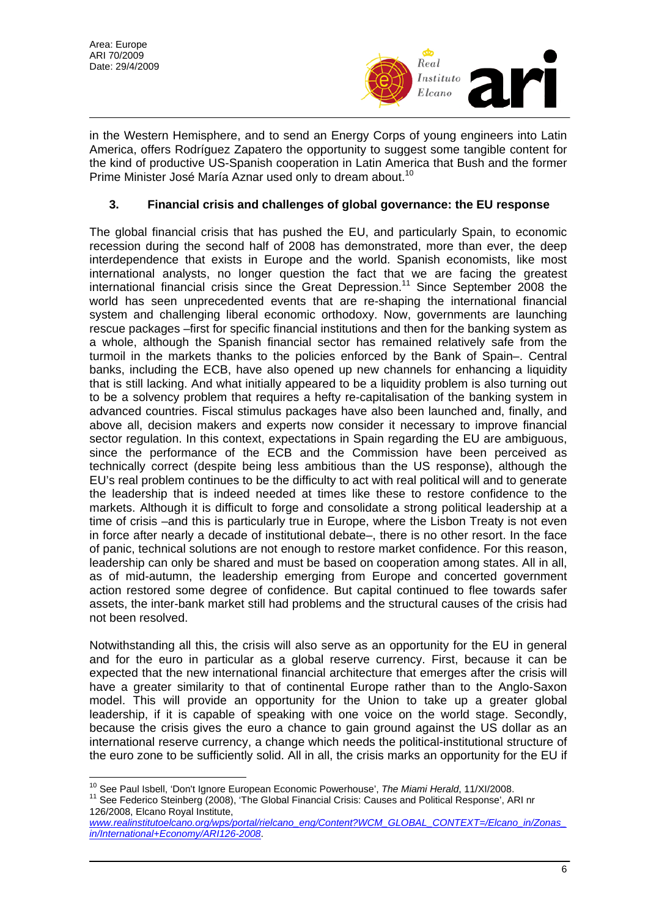in the Western Hemisphere, and to send an Energy Corps of young engineers into Latin America, offers Rodríguez Zapatero the opportunity to suggest some tangible content for the kind of productive US-Spanish cooperation in Latin America that Bush and the former Prime Minister José María Aznar used only to dream about.[10]

## 3. Financial crisis and challenges of global governance: the EU response

The global financial crisis that has pushed the EU, and particularly Spain, to economic recession during the second half of 2008 has demonstrated, more than ever, the deep interdependence that exists in Europe and the world. Spanish economists, like most international analysts, no longer question the fact that we are facing the greatest international financial crisis since the Great Depression.[11] Since September 2008 the world has seen unprecedented events that are re-shaping the international financial system and challenging liberal economic orthodoxy. Now, governments are launching rescue packages –first for specific financial institutions and then for the banking system as a whole, although the Spanish financial sector has remained relatively safe from the turmoil in the markets thanks to the policies enforced by the Bank of Spain–. Central banks, including the ECB, have also opened up new channels for enhancing a liquidity that is still lacking. And what initially appeared to be a liquidity problem is also turning out to be a solvency problem that requires a hefty re-capitalisation of the banking system in advanced countries. Fiscal stimulus packages have also been launched and, finally, and above all, decision makers and experts now consider it necessary to improve financial sector regulation. In this context, expectations in Spain regarding the EU are ambiguous, since the performance of the ECB and the Commission have been perceived as technically correct (despite being less ambitious than the US response), although the EU's real problem continues to be the difficulty to act with real political will and to generate the leadership that is indeed needed at times like these to restore confidence to the markets. Although it is difficult to forge and consolidate a strong political leadership at a time of crisis –and this is particularly true in Europe, where the Lisbon Treaty is not even in force after nearly a decade of institutional debate–, there is no other resort. In the face of panic, technical solutions are not enough to restore market confidence. For this reason, leadership can only be shared and must be based on cooperation among states. All in all, as of mid-autumn, the leadership emerging from Europe and concerted government action restored some degree of confidence. But capital continued to flee towards safer assets, the inter-bank market still had problems and the structural causes of the crisis had not been resolved.

Notwithstanding all this, the crisis will also serve as an opportunity for the EU in general and for the euro in particular as a global reserve currency. First, because it can be expected that the new international financial architecture that emerges after the crisis will have a greater similarity to that of continental Europe rather than to the Anglo-Saxon model. This will provide an opportunity for the Union to take up a greater global leadership, if it is capable of speaking with one voice on the world stage. Secondly, because the crisis gives the euro a chance to gain ground against the US dollar as an international reserve currency, a change which needs the political-institutional structure of the euro zone to be sufficiently solid. All in all, the crisis marks an opportunity for the EU if

---

[10] See Paul Isbell, 'Don't Ignore European Economic Powerhouse', *The Miami Herald*, 11/XI/2008.

[11] See Federico Steinberg (2008), 'The Global Financial Crisis: Causes and Political Response', ARI nr 126/2008, Elcano Royal Institute, www.realinstitutoelcano.org/wps/portal/rielcano_eng/Content?WCM_GLOBAL_CONTEXT=/Elcano_in/Zonas_in/International+Economy/ARI126-2008.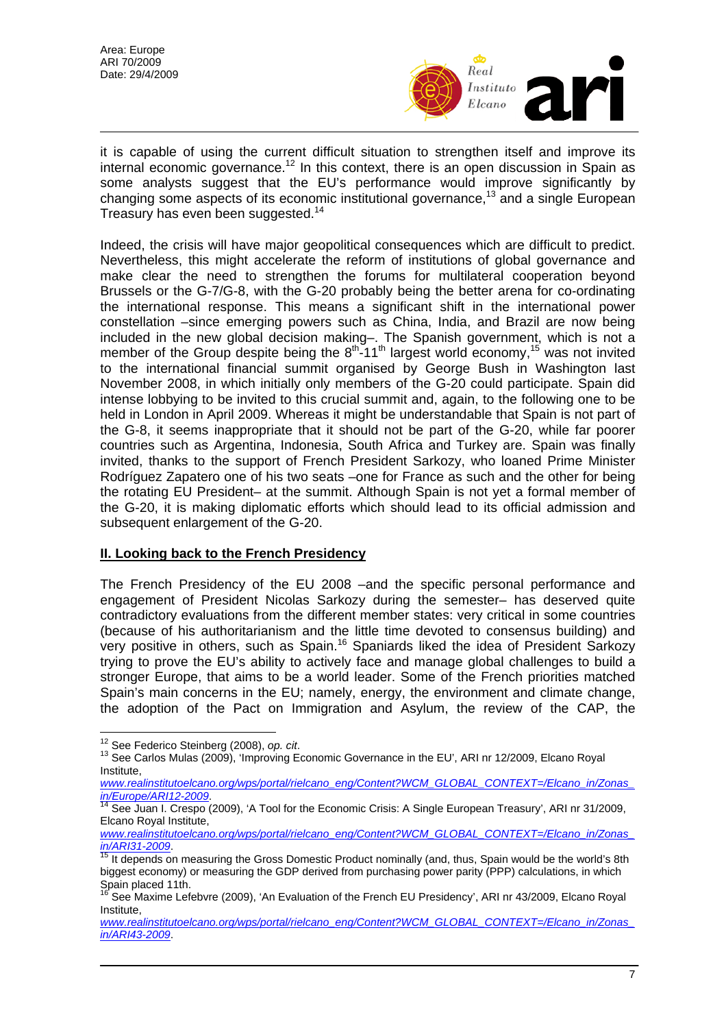it is capable of using the current difficult situation to strengthen itself and improve its internal economic governance.[12] In this context, there is an open discussion in Spain as some analysts suggest that the EU's performance would improve significantly by changing some aspects of its economic institutional governance,[13] and a single European Treasury has even been suggested.[14]

Indeed, the crisis will have major geopolitical consequences which are difficult to predict. Nevertheless, this might accelerate the reform of institutions of global governance and make clear the need to strengthen the forums for multilateral cooperation beyond Brussels or the G-7/G-8, with the G-20 probably being the better arena for co-ordinating the international response. This means a significant shift in the international power constellation –since emerging powers such as China, India, and Brazil are now being included in the new global decision making–. The Spanish government, which is not a member of the Group despite being the 8th-11th largest world economy,[15] was not invited to the international financial summit organised by George Bush in Washington last November 2008, in which initially only members of the G-20 could participate. Spain did intense lobbying to be invited to this crucial summit and, again, to the following one to be held in London in April 2009. Whereas it might be understandable that Spain is not part of the G-8, it seems inappropriate that it should not be part of the G-20, while far poorer countries such as Argentina, Indonesia, South Africa and Turkey are. Spain was finally invited, thanks to the support of French President Sarkozy, who loaned Prime Minister Rodríguez Zapatero one of his two seats –one for France as such and the other for being the rotating EU President– at the summit. Although Spain is not yet a formal member of the G-20, it is making diplomatic efforts which should lead to its official admission and subsequent enlargement of the G-20.

## II. Looking back to the French Presidency

The French Presidency of the EU 2008 –and the specific personal performance and engagement of President Nicolas Sarkozy during the semester– has deserved quite contradictory evaluations from the different member states: very critical in some countries (because of his authoritarianism and the little time devoted to consensus building) and very positive in others, such as Spain.[16] Spaniards liked the idea of President Sarkozy trying to prove the EU's ability to actively face and manage global challenges to build a stronger Europe, that aims to be a world leader. Some of the French priorities matched Spain's main concerns in the EU; namely, energy, the environment and climate change, the adoption of the Pact on Immigration and Asylum, the review of the CAP, the

---

[12] See Federico Steinberg (2008), *op. cit*.

[13] See Carlos Mulas (2009), 'Improving Economic Governance in the EU', ARI nr 12/2009, Elcano Royal Institute, www.realinstitutoelcano.org/wps/portal/rielcano_eng/Content?WCM_GLOBAL_CONTEXT=/Elcano_in/Zonas_in/Europe/ARI12-2009.

[14] See Juan I. Crespo (2009), 'A Tool for the Economic Crisis: A Single European Treasury', ARI nr 31/2009, Elcano Royal Institute, www.realinstitutoelcano.org/wps/portal/rielcano_eng/Content?WCM_GLOBAL_CONTEXT=/Elcano_in/Zonas_in/ARI31-2009.

[15] It depends on measuring the Gross Domestic Product nominally (and, thus, Spain would be the world's 8th biggest economy) or measuring the GDP derived from purchasing power parity (PPP) calculations, in which Spain placed 11th.

[16] See Maxime Lefebvre (2009), 'An Evaluation of the French EU Presidency', ARI nr 43/2009, Elcano Royal Institute, www.realinstitutoelcano.org/wps/portal/rielcano_eng/Content?WCM_GLOBAL_CONTEXT=/Elcano_in/Zonas_in/ARI43-2009.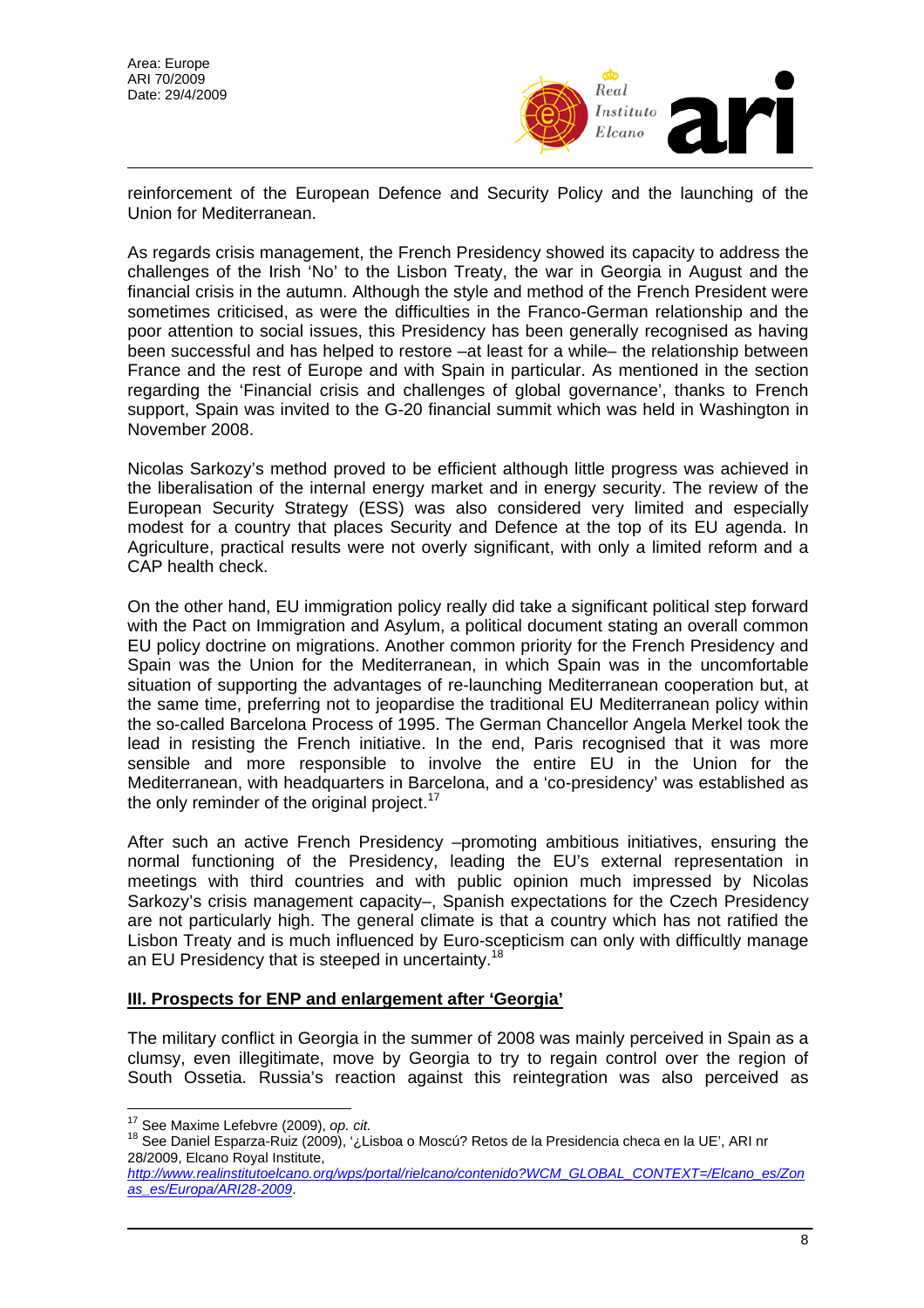reinforcement of the European Defence and Security Policy and the launching of the Union for Mediterranean.

As regards crisis management, the French Presidency showed its capacity to address the challenges of the Irish 'No' to the Lisbon Treaty, the war in Georgia in August and the financial crisis in the autumn. Although the style and method of the French President were sometimes criticised, as were the difficulties in the Franco-German relationship and the poor attention to social issues, this Presidency has been generally recognised as having been successful and has helped to restore –at least for a while– the relationship between France and the rest of Europe and with Spain in particular. As mentioned in the section regarding the 'Financial crisis and challenges of global governance', thanks to French support, Spain was invited to the G-20 financial summit which was held in Washington in November 2008.

Nicolas Sarkozy's method proved to be efficient although little progress was achieved in the liberalisation of the internal energy market and in energy security. The review of the European Security Strategy (ESS) was also considered very limited and especially modest for a country that places Security and Defence at the top of its EU agenda. In Agriculture, practical results were not overly significant, with only a limited reform and a CAP health check.

On the other hand, EU immigration policy really did take a significant political step forward with the Pact on Immigration and Asylum, a political document stating an overall common EU policy doctrine on migrations. Another common priority for the French Presidency and Spain was the Union for the Mediterranean, in which Spain was in the uncomfortable situation of supporting the advantages of re-launching Mediterranean cooperation but, at the same time, preferring not to jeopardise the traditional EU Mediterranean policy within the so-called Barcelona Process of 1995. The German Chancellor Angela Merkel took the lead in resisting the French initiative. In the end, Paris recognised that it was more sensible and more responsible to involve the entire EU in the Union for the Mediterranean, with headquarters in Barcelona, and a 'co-presidency' was established as the only reminder of the original project.[17]

After such an active French Presidency –promoting ambitious initiatives, ensuring the normal functioning of the Presidency, leading the EU's external representation in meetings with third countries and with public opinion much impressed by Nicolas Sarkozy's crisis management capacity–, Spanish expectations for the Czech Presidency are not particularly high. The general climate is that a country which has not ratified the Lisbon Treaty and is much influenced by Euro-scepticism can only with difficultly manage an EU Presidency that is steeped in uncertainty.[18]

## III. Prospects for ENP and enlargement after 'Georgia'

The military conflict in Georgia in the summer of 2008 was mainly perceived in Spain as a clumsy, even illegitimate, move by Georgia to try to regain control over the region of South Ossetia. Russia's reaction against this reintegration was also perceived as

---

[17] See Maxime Lefebvre (2009), *op. cit.*

[18] See Daniel Esparza-Ruiz (2009), '¿Lisboa o Moscú? Retos de la Presidencia checa en la UE', ARI nr 28/2009, Elcano Royal Institute, http://www.realinstitutoelcano.org/wps/portal/rielcano/contenido?WCM_GLOBAL_CONTEXT=/Elcano_es/Zonas_es/Europa/ARI28-2009.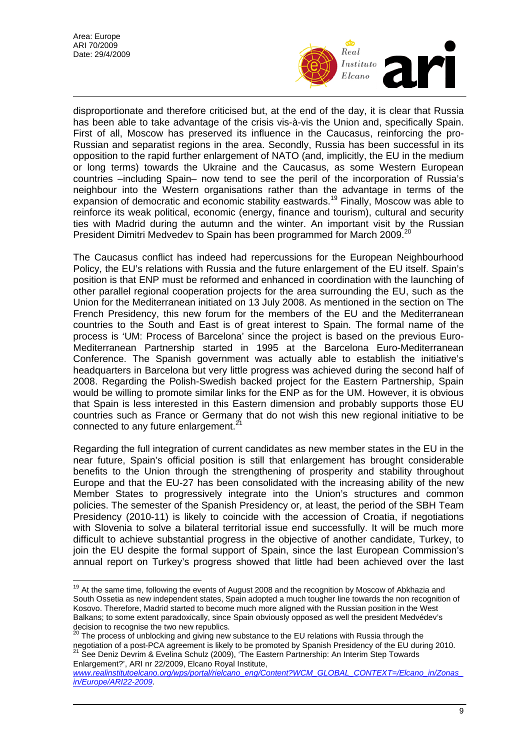disproportionate and therefore criticised but, at the end of the day, it is clear that Russia has been able to take advantage of the crisis vis-à-vis the Union and, specifically Spain. First of all, Moscow has preserved its influence in the Caucasus, reinforcing the pro-Russian and separatist regions in the area. Secondly, Russia has been successful in its opposition to the rapid further enlargement of NATO (and, implicitly, the EU in the medium or long terms) towards the Ukraine and the Caucasus, as some Western European countries –including Spain– now tend to see the peril of the incorporation of Russia's neighbour into the Western organisations rather than the advantage in terms of the expansion of democratic and economic stability eastwards.[19] Finally, Moscow was able to reinforce its weak political, economic (energy, finance and tourism), cultural and security ties with Madrid during the autumn and the winter. An important visit by the Russian President Dimitri Medvedev to Spain has been programmed for March 2009.[20]

The Caucasus conflict has indeed had repercussions for the European Neighbourhood Policy, the EU's relations with Russia and the future enlargement of the EU itself. Spain's position is that ENP must be reformed and enhanced in coordination with the launching of other parallel regional cooperation projects for the area surrounding the EU, such as the Union for the Mediterranean initiated on 13 July 2008. As mentioned in the section on The French Presidency, this new forum for the members of the EU and the Mediterranean countries to the South and East is of great interest to Spain. The formal name of the process is 'UM: Process of Barcelona' since the project is based on the previous Euro-Mediterranean Partnership started in 1995 at the Barcelona Euro-Mediterranean Conference. The Spanish government was actually able to establish the initiative's headquarters in Barcelona but very little progress was achieved during the second half of 2008. Regarding the Polish-Swedish backed project for the Eastern Partnership, Spain would be willing to promote similar links for the ENP as for the UM. However, it is obvious that Spain is less interested in this Eastern dimension and probably supports those EU countries such as France or Germany that do not wish this new regional initiative to be connected to any future enlargement.[21]

Regarding the full integration of current candidates as new member states in the EU in the near future, Spain's official position is still that enlargement has brought considerable benefits to the Union through the strengthening of prosperity and stability throughout Europe and that the EU-27 has been consolidated with the increasing ability of the new Member States to progressively integrate into the Union's structures and common policies. The semester of the Spanish Presidency or, at least, the period of the SBH Team Presidency (2010-11) is likely to coincide with the accession of Croatia, if negotiations with Slovenia to solve a bilateral territorial issue end successfully. It will be much more difficult to achieve substantial progress in the objective of another candidate, Turkey, to join the EU despite the formal support of Spain, since the last European Commission's annual report on Turkey's progress showed that little had been achieved over the last

---

[19] At the same time, following the events of August 2008 and the recognition by Moscow of Abkhazia and South Ossetia as new independent states, Spain adopted a much tougher line towards the non recognition of Kosovo. Therefore, Madrid started to become much more aligned with the Russian position in the West Balkans; to some extent paradoxically, since Spain obviously opposed as well the president Medvédev's decision to recognise the two new republics.

[20] The process of unblocking and giving new substance to the EU relations with Russia through the negotiation of a post-PCA agreement is likely to be promoted by Spanish Presidency of the EU during 2010.

[21] See Deniz Devrim & Evelina Schulz (2009), 'The Eastern Partnership: An Interim Step Towards Enlargement?', ARI nr 22/2009, Elcano Royal Institute, *www.realinstitutoelcano.org/wps/portal/rielcano_eng/Content?WCM_GLOBAL_CONTEXT=/Elcano_in/Zonas_in/Europe/ARI22-2009*.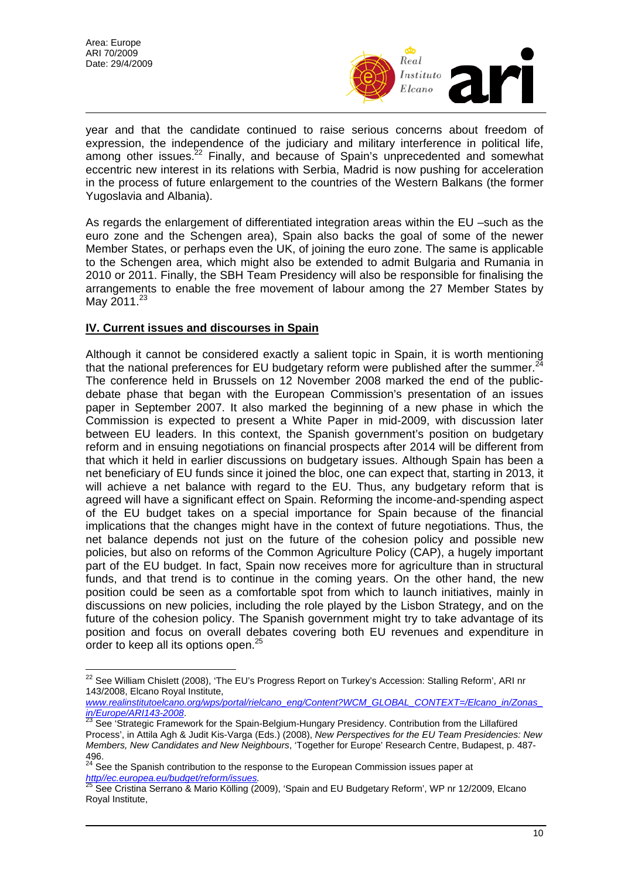year and that the candidate continued to raise serious concerns about freedom of expression, the independence of the judiciary and military interference in political life, among other issues.[22] Finally, and because of Spain's unprecedented and somewhat eccentric new interest in its relations with Serbia, Madrid is now pushing for acceleration in the process of future enlargement to the countries of the Western Balkans (the former Yugoslavia and Albania).

As regards the enlargement of differentiated integration areas within the EU –such as the euro zone and the Schengen area), Spain also backs the goal of some of the newer Member States, or perhaps even the UK, of joining the euro zone. The same is applicable to the Schengen area, which might also be extended to admit Bulgaria and Rumania in 2010 or 2011. Finally, the SBH Team Presidency will also be responsible for finalising the arrangements to enable the free movement of labour among the 27 Member States by May 2011.[23]

## IV. Current issues and discourses in Spain

Although it cannot be considered exactly a salient topic in Spain, it is worth mentioning that the national preferences for EU budgetary reform were published after the summer.[24] The conference held in Brussels on 12 November 2008 marked the end of the public-debate phase that began with the European Commission's presentation of an issues paper in September 2007. It also marked the beginning of a new phase in which the Commission is expected to present a White Paper in mid-2009, with discussion later between EU leaders. In this context, the Spanish government's position on budgetary reform and in ensuing negotiations on financial prospects after 2014 will be different from that which it held in earlier discussions on budgetary issues. Although Spain has been a net beneficiary of EU funds since it joined the bloc, one can expect that, starting in 2013, it will achieve a net balance with regard to the EU. Thus, any budgetary reform that is agreed will have a significant effect on Spain. Reforming the income-and-spending aspect of the EU budget takes on a special importance for Spain because of the financial implications that the changes might have in the context of future negotiations. Thus, the net balance depends not just on the future of the cohesion policy and possible new policies, but also on reforms of the Common Agriculture Policy (CAP), a hugely important part of the EU budget. In fact, Spain now receives more for agriculture than in structural funds, and that trend is to continue in the coming years. On the other hand, the new position could be seen as a comfortable spot from which to launch initiatives, mainly in discussions on new policies, including the role played by the Lisbon Strategy, and on the future of the cohesion policy. The Spanish government might try to take advantage of its position and focus on overall debates covering both EU revenues and expenditure in order to keep all its options open.[25]

---

[22] See William Chislett (2008), 'The EU's Progress Report on Turkey's Accession: Stalling Reform', ARI nr 143/2008, Elcano Royal Institute, www.realinstitutoelcano.org/wps/portal/rielcano_eng/Content?WCM_GLOBAL_CONTEXT=/Elcano_in/Zonas_in/Europe/ARI143-2008.

[23] See 'Strategic Framework for the Spain-Belgium-Hungary Presidency. Contribution from the Lillafüred Process', in Attila Agh & Judit Kis-Varga (Eds.) (2008), *New Perspectives for the EU Team Presidencies: New Members, New Candidates and New Neighbours*, 'Together for Europe' Research Centre, Budapest, p. 487-496.

[24] See the Spanish contribution to the response to the European Commission issues paper at http//ec.europea.eu/budget/reform/issues.

[25] See Cristina Serrano & Mario Kölling (2009), 'Spain and EU Budgetary Reform', WP nr 12/2009, Elcano Royal Institute,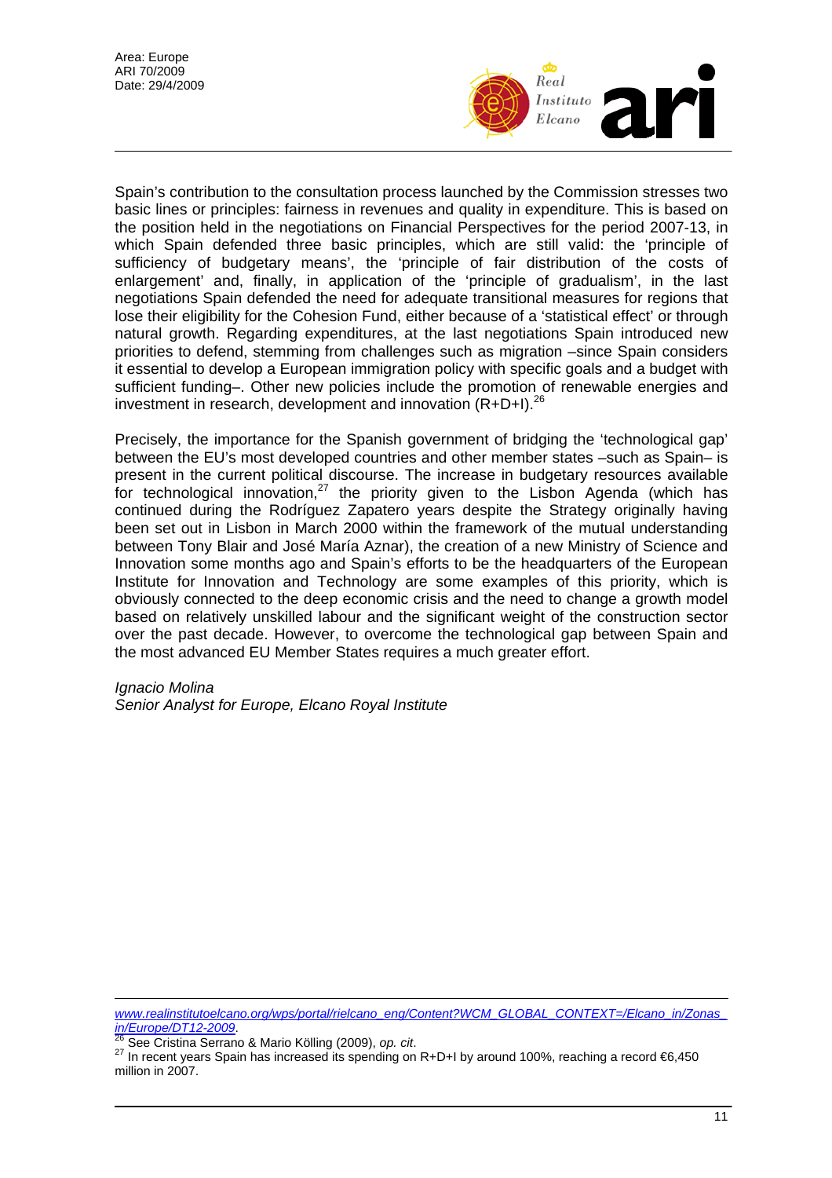Spain's contribution to the consultation process launched by the Commission stresses two basic lines or principles: fairness in revenues and quality in expenditure. This is based on the position held in the negotiations on Financial Perspectives for the period 2007-13, in which Spain defended three basic principles, which are still valid: the 'principle of sufficiency of budgetary means', the 'principle of fair distribution of the costs of enlargement' and, finally, in application of the 'principle of gradualism', in the last negotiations Spain defended the need for adequate transitional measures for regions that lose their eligibility for the Cohesion Fund, either because of a 'statistical effect' or through natural growth. Regarding expenditures, at the last negotiations Spain introduced new priorities to defend, stemming from challenges such as migration –since Spain considers it essential to develop a European immigration policy with specific goals and a budget with sufficient funding–. Other new policies include the promotion of renewable energies and investment in research, development and innovation (R+D+I).[26]

Precisely, the importance for the Spanish government of bridging the 'technological gap' between the EU's most developed countries and other member states –such as Spain– is present in the current political discourse. The increase in budgetary resources available for technological innovation,[27] the priority given to the Lisbon Agenda (which has continued during the Rodríguez Zapatero years despite the Strategy originally having been set out in Lisbon in March 2000 within the framework of the mutual understanding between Tony Blair and José María Aznar), the creation of a new Ministry of Science and Innovation some months ago and Spain's efforts to be the headquarters of the European Institute for Innovation and Technology are some examples of this priority, which is obviously connected to the deep economic crisis and the need to change a growth model based on relatively unskilled labour and the significant weight of the construction sector over the past decade. However, to overcome the technological gap between Spain and the most advanced EU Member States requires a much greater effort.

*Ignacio Molina*
*Senior Analyst for Europe, Elcano Royal Institute*

---

*www.realinstitutoelcano.org/wps/portal/rielcano_eng/Content?WCM_GLOBAL_CONTEXT=/Elcano_in/Zonas_in/Europe/DT12-2009*.

[26] See Cristina Serrano & Mario Kölling (2009), *op. cit*.

[27] In recent years Spain has increased its spending on R+D+I by around 100%, reaching a record €6,450 million in 2007.